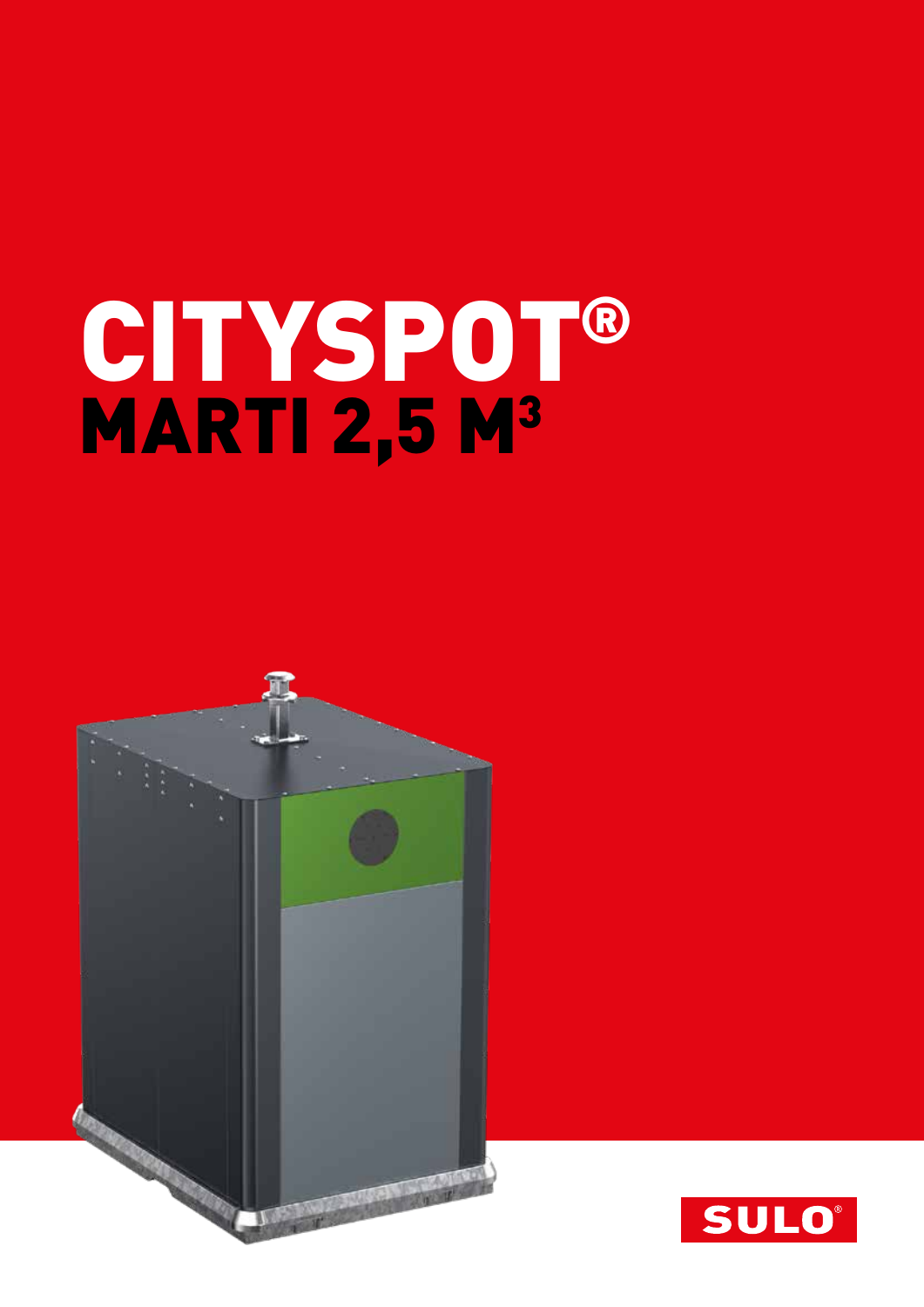# CITYSPOT®

## MARTI 2,5 M³

SULO®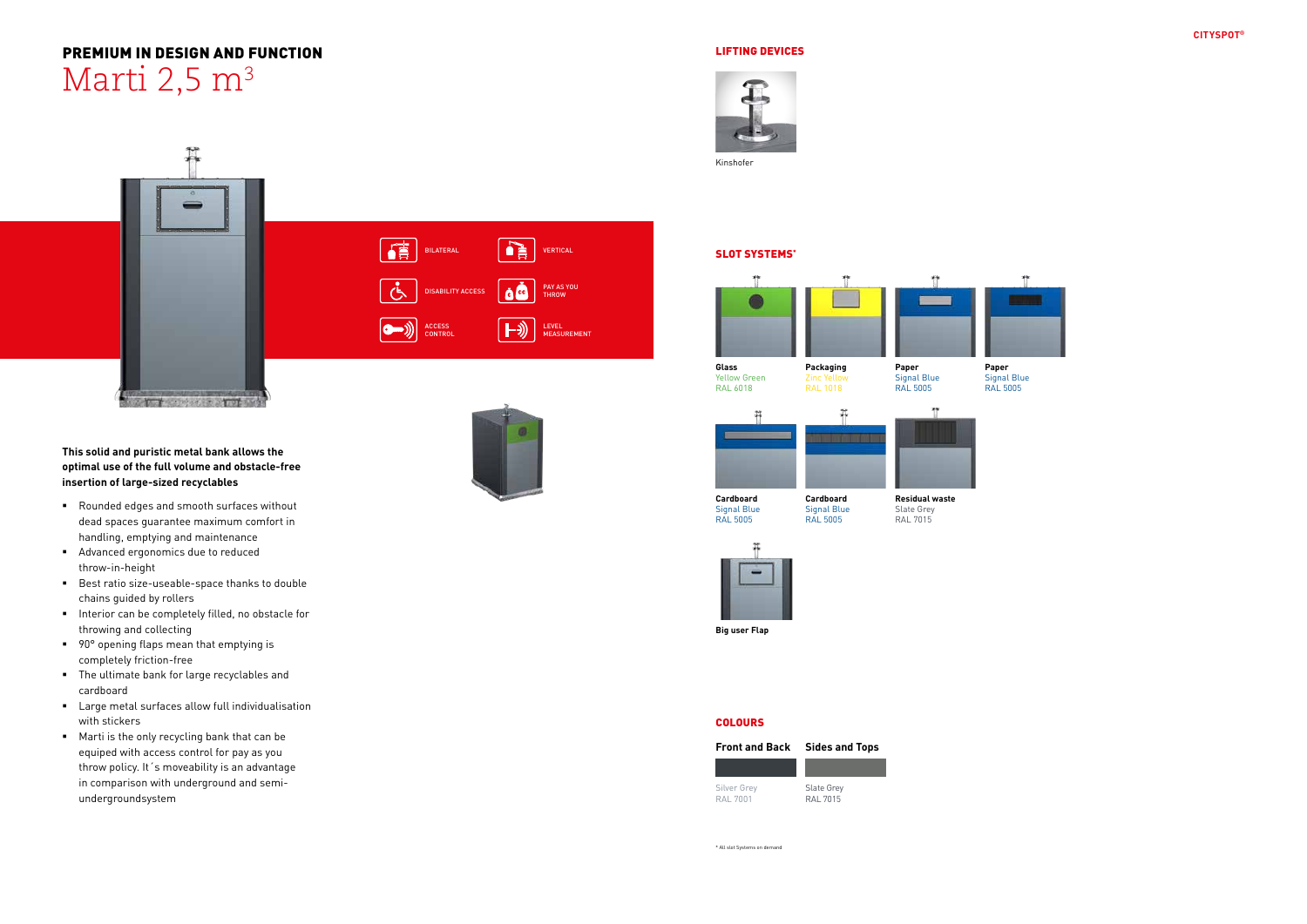## PREMIUM IN DESIGN AND FUNCTION

# Marti 2,5 $m^3$

BILATERAL

VERTICAL

DISABILITY ACCESS

PAY AS YOU THROW

ACCESS CONTROL

LEVEL MEASUREMENT

**This solid and puristic metal bank allows the optimal use of the full volume and obstacle-free insertion of large-sized recyclables**

- Rounded edges and smooth surfaces without dead spaces guarantee maximum comfort in handling, emptying and maintenance
- Advanced ergonomics due to reduced throw-in-height
- Best ratio size-useable-space thanks to double chains guided by rollers
- Interior can be completely filled, no obstacle for throwing and collecting
- 90° opening flaps mean that emptying is completely friction-free
- The ultimate bank for large recyclables and cardboard
- Large metal surfaces allow full individualisation with stickers
- Marti is the only recycling bank that can be equiped with access control for pay as you throw policy. It´s moveability is an advantage in comparison with underground and semi-undergroundsystem

## LIFTING DEVICES

Kinshofer

## SLOT SYSTEMS*

**Glass**
Yellow Green
RAL 6018

**Packaging**
Zinc Yellow
RAL 1018

**Paper**
Signal Blue
RAL 5005

**Paper**
Signal Blue
RAL 5005

**Cardboard**
Signal Blue
RAL 5005

**Cardboard**
Signal Blue
RAL 5005

**Residual waste**
Slate Grey
RAL 7015

**Big user Flap**

## COLOURS

| Front and Back | Sides and Tops |
|---|---|
| Silver Grey RAL 7001 | Slate Grey RAL 7015 |

* All slot Systems on demand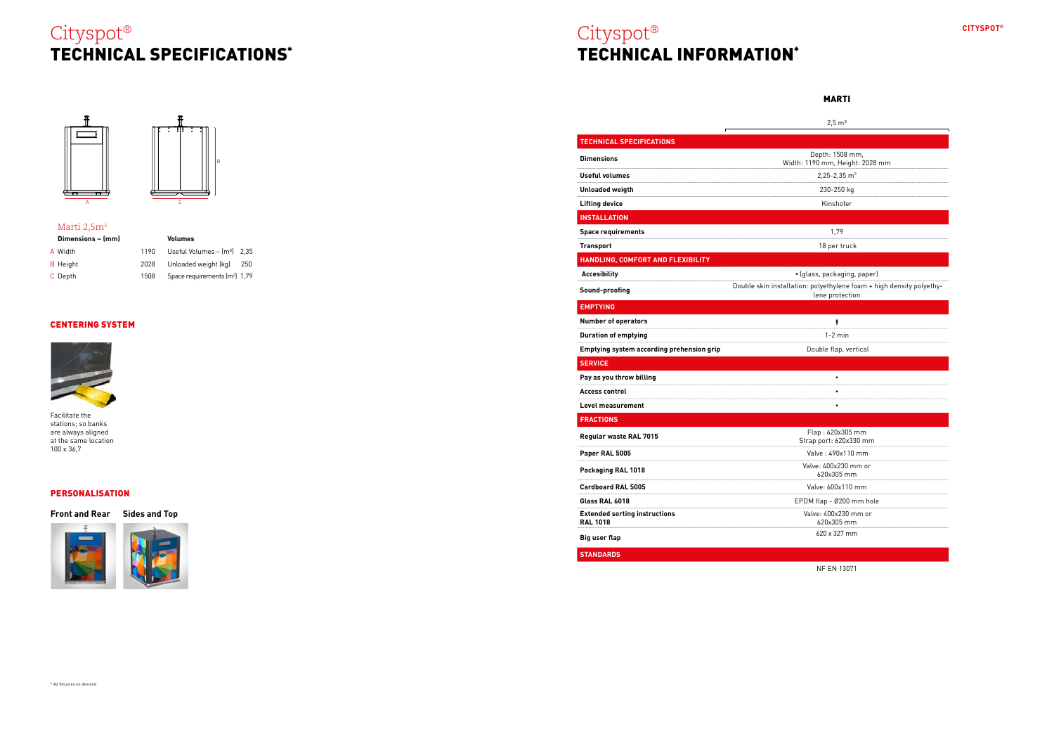# Cityspot®
# TECHNICAL SPECIFICATIONS*

A
C
B

### Marti 2,5m³

| Dimensions ~ (mm) | | Volumes | |
|---|---|---|---|
| A Width | 1190 | Useful Volumes ~ (m³) | 2,35 |
| B Height | 2028 | Unloaded weight (kg) | 250 |
| C Depth | 1508 | Space requirements (m²) | 1,79 |

## CENTERING SYSTEM

Facilitate the stations; so banks are always aligned at the same location 100 x 36,7

## PERSONALISATION

**Front and Rear** **Sides and Top**

* All Volumes on demand

# Cityspot®
# TECHNICAL INFORMATION*

CITYSPOT®

| | MARTI |
|---|---|
| | 2,5 m³ |
| **TECHNICAL SPECIFICATIONS** | |
| **Dimensions** | Depth: 1508 mm, Width: 1190 mm, Height: 2028 mm |
| **Useful volumes** | 2,25-2,35 m³ |
| **Unloaded weigth** | 230-250 kg |
| **Lifting device** | Kinshofer |
| **INSTALLATION** | |
| **Space requirements** | 1,79 |
| **Transport** | 18 per truck |
| **HANDLING, COMFORT AND FLEXIBILITY** | |
| **Accesibility** | • (glass, packaging, paper) |
| **Sound-proofing** | Double skin installation: polyethylene foam + high density polyethylene protection |
| **EMPTYING** | |
| **Number of operators** | 🚹 |
| **Duration of emptying** | 1-2 min |
| **Emptying system according prehension grip** | Double flap, vertical |
| **SERVICE** | |
| **Pay as you throw billing** | • |
| **Access control** | • |
| **Level measurement** | • |
| **FRACTIONS** | |
| **Regular waste RAL 7015** | Flap : 620x305 mm Strap port: 620x330 mm |
| **Paper RAL 5005** | Valve : 490x110 mm |
| **Packaging RAL 1018** | Valve: 400x230 mm or 620x305 mm |
| **Cardboard RAL 5005** | Valve: 600x110 mm |
| **Glass RAL 6018** | EPDM flap - Ø200 mm hole |
| **Extended sorting instructions RAL 1018** | Valve: 400x230 mm or 620x305 mm |
| **Big user flap** | 620 x 327 mm |
| **STANDARDS** | |
| | NF EN 13071 |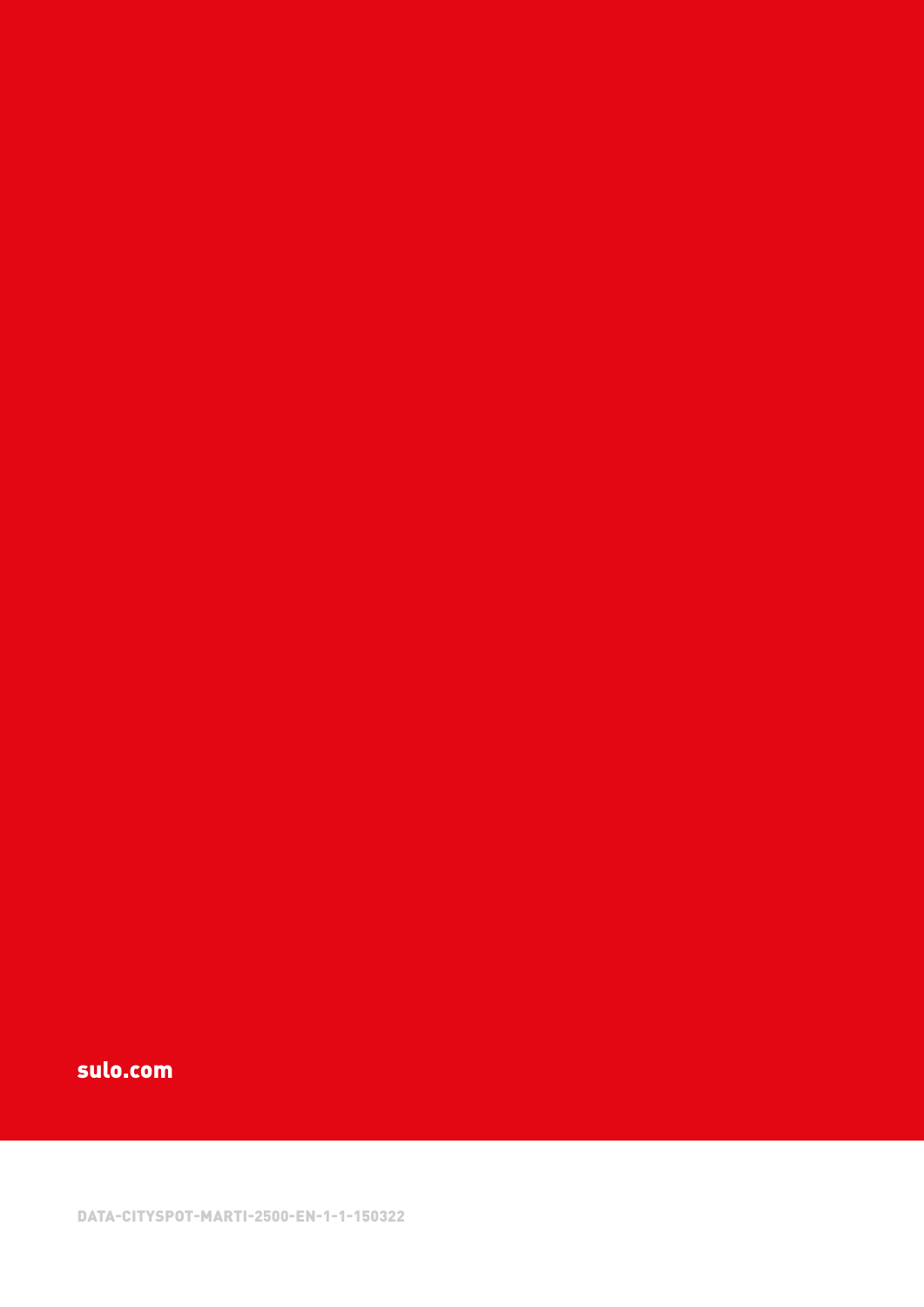sulo.com

DATA-CITYSPOT-MARTI-2500-EN-1-1-150322